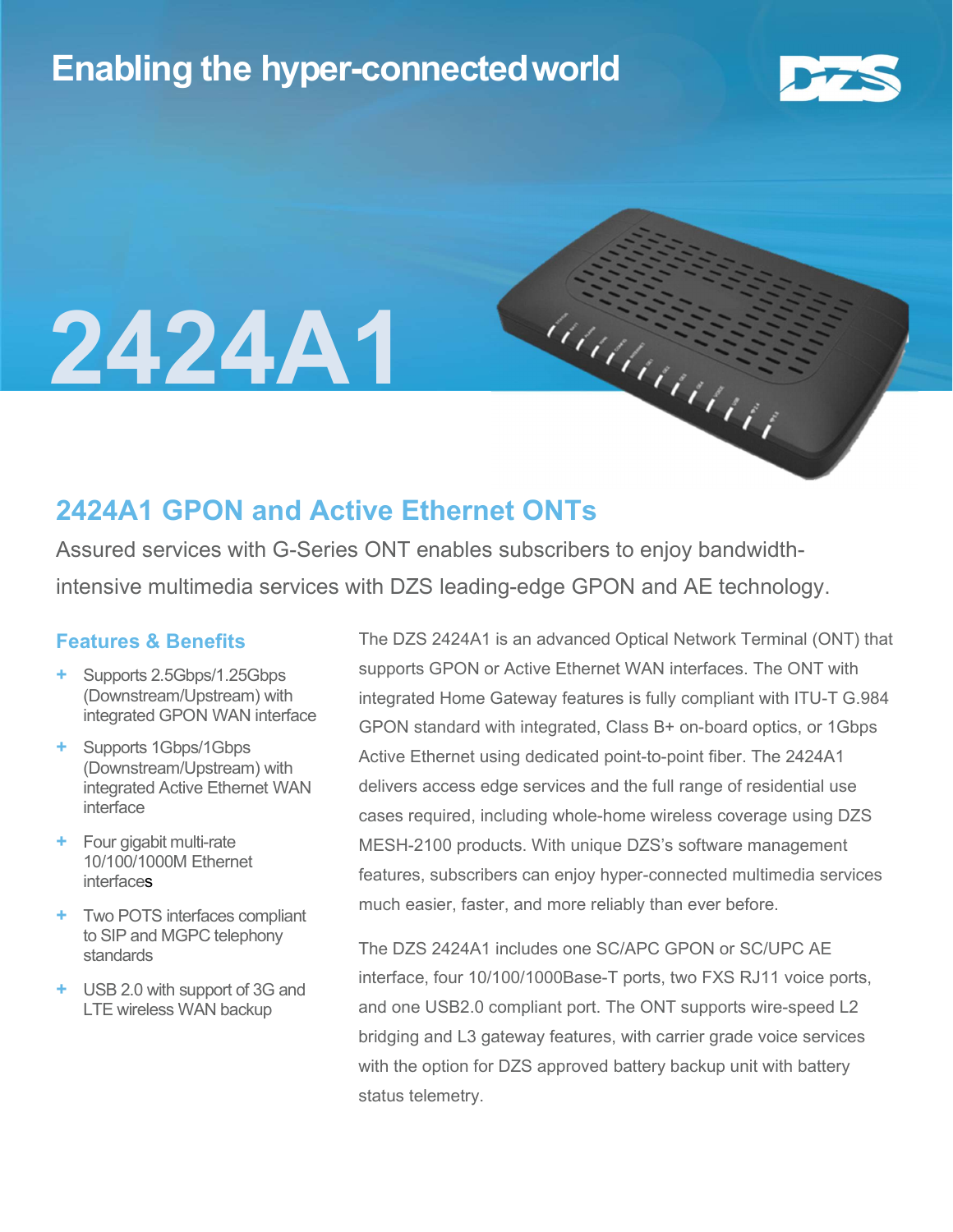Enabling the hyper-connected world

DZS

# 2424A1

## 2424A1 GPON and Active Ethernet ONTs

Assured services with G-Series ONT enables subscribers to enjoy bandwidth-intensive multimedia services with DZS leading-edge GPON and AE technology.

### Features & Benefits

- Supports 2.5Gbps/1.25Gbps (Downstream/Upstream) with integrated GPON WAN interface
- Supports 1Gbps/1Gbps (Downstream/Upstream) with integrated Active Ethernet WAN interface
- Four gigabit multi-rate 10/100/1000M Ethernet interfaces
- Two POTS interfaces compliant to SIP and MGPC telephony standards
- USB 2.0 with support of 3G and LTE wireless WAN backup

The DZS 2424A1 is an advanced Optical Network Terminal (ONT) that supports GPON or Active Ethernet WAN interfaces. The ONT with integrated Home Gateway features is fully compliant with ITU-T G.984 GPON standard with integrated, Class B+ on-board optics, or 1Gbps Active Ethernet using dedicated point-to-point fiber. The 2424A1 delivers access edge services and the full range of residential use cases required, including whole-home wireless coverage using DZS MESH-2100 products. With unique DZS's software management features, subscribers can enjoy hyper-connected multimedia services much easier, faster, and more reliably than ever before.

The DZS 2424A1 includes one SC/APC GPON or SC/UPC AE interface, four 10/100/1000Base-T ports, two FXS RJ11 voice ports, and one USB2.0 compliant port. The ONT supports wire-speed L2 bridging and L3 gateway features, with carrier grade voice services with the option for DZS approved battery backup unit with battery status telemetry.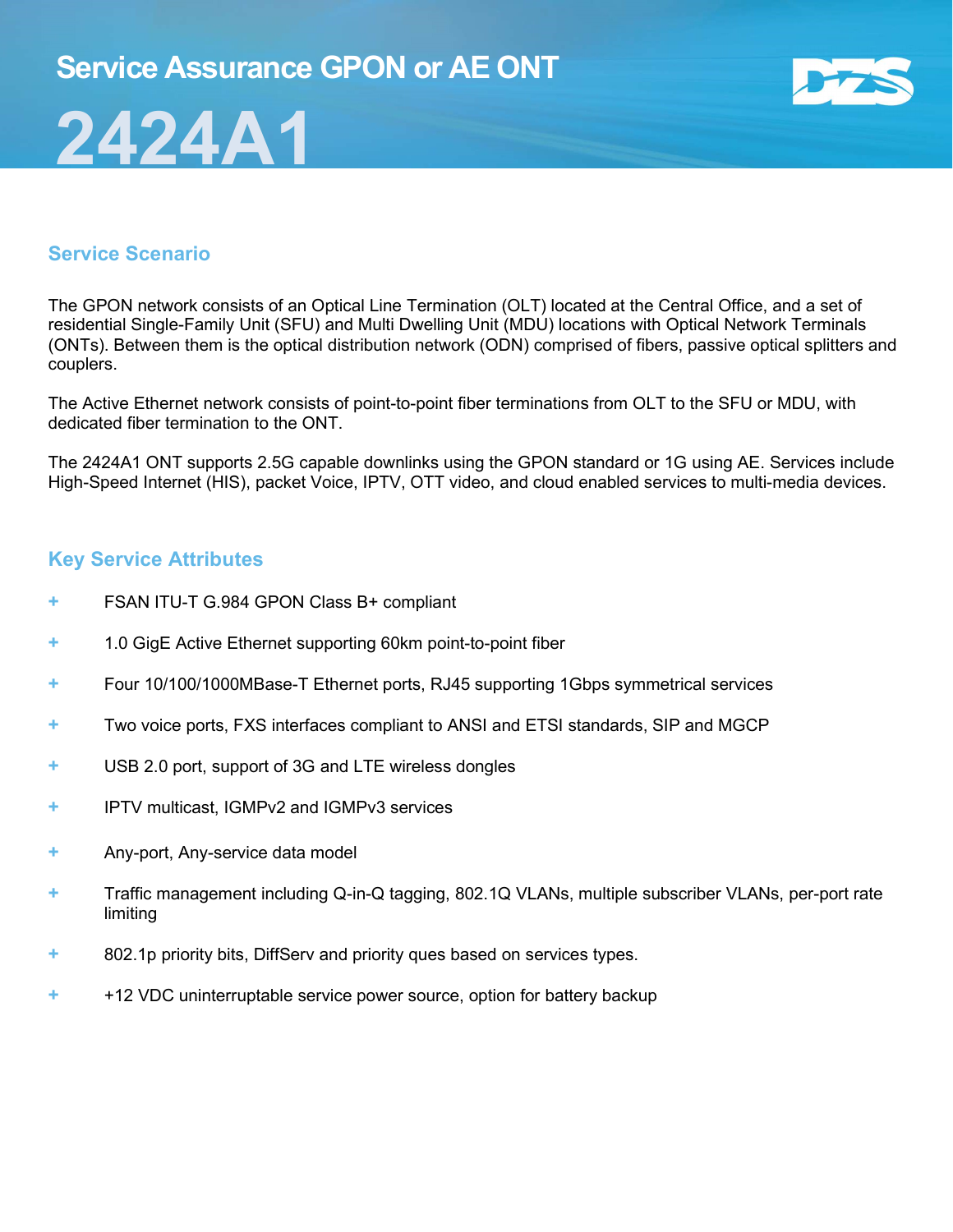# Service Assurance GPON or AE ONT

# 2424A1

## Service Scenario

The GPON network consists of an Optical Line Termination (OLT) located at the Central Office, and a set of residential Single-Family Unit (SFU) and Multi Dwelling Unit (MDU) locations with Optical Network Terminals (ONTs). Between them is the optical distribution network (ODN) comprised of fibers, passive optical splitters and couplers.

The Active Ethernet network consists of point-to-point fiber terminations from OLT to the SFU or MDU, with dedicated fiber termination to the ONT.

The 2424A1 ONT supports 2.5G capable downlinks using the GPON standard or 1G using AE. Services include High-Speed Internet (HIS), packet Voice, IPTV, OTT video, and cloud enabled services to multi-media devices.

## Key Service Attributes

- FSAN ITU-T G.984 GPON Class B+ compliant
- 1.0 GigE Active Ethernet supporting 60km point-to-point fiber
- Four 10/100/1000MBase-T Ethernet ports, RJ45 supporting 1Gbps symmetrical services
- Two voice ports, FXS interfaces compliant to ANSI and ETSI standards, SIP and MGCP
- USB 2.0 port, support of 3G and LTE wireless dongles
- IPTV multicast, IGMPv2 and IGMPv3 services
- Any-port, Any-service data model
- Traffic management including Q-in-Q tagging, 802.1Q VLANs, multiple subscriber VLANs, per-port rate limiting
- 802.1p priority bits, DiffServ and priority ques based on services types.
- +12 VDC uninterruptable service power source, option for battery backup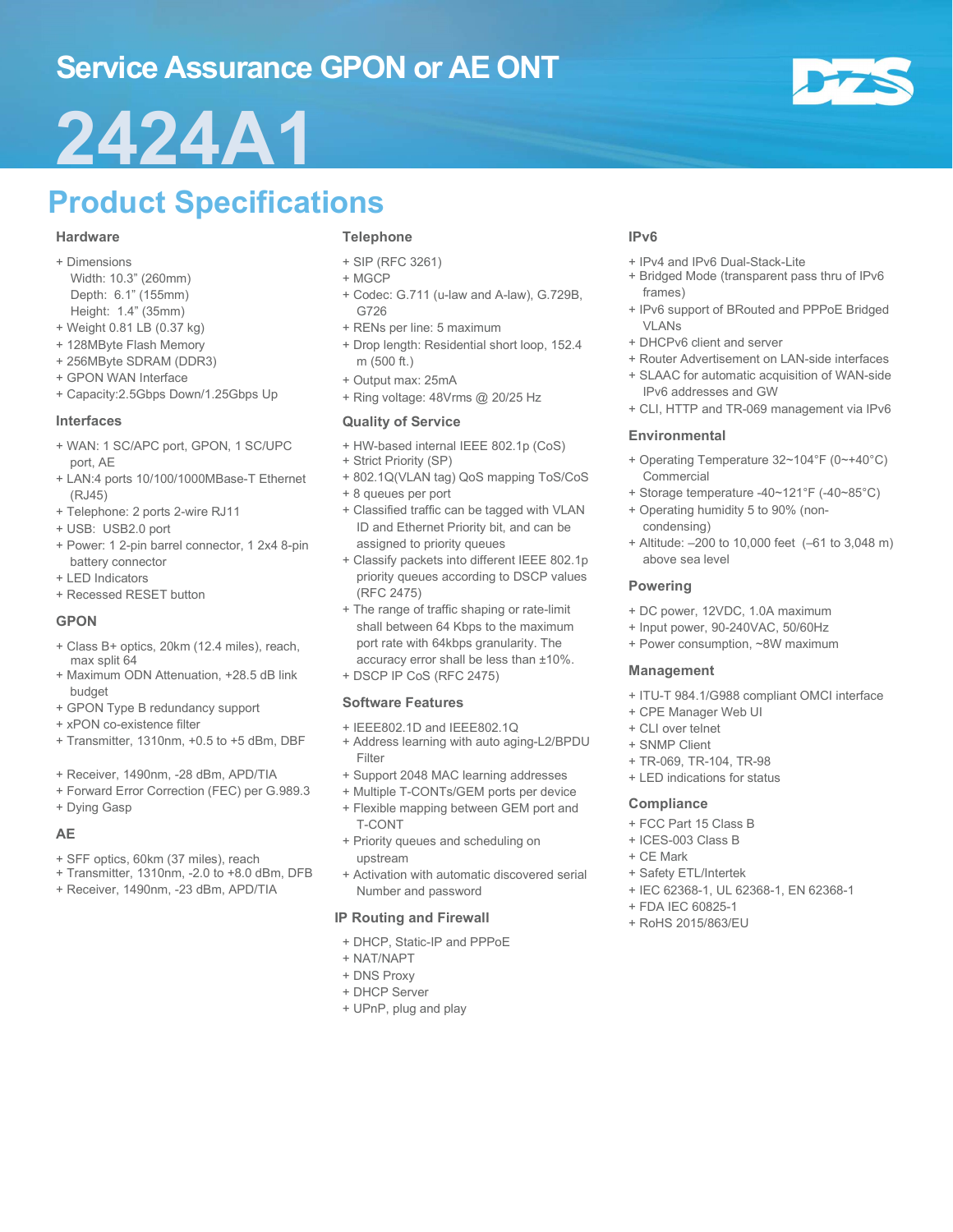# Service Assurance GPON or AE ONT

# 2424A1

## Product Specifications

### Hardware

+ Dimensions
  Width: 10.3" (260mm)
  Depth: 6.1" (155mm)
  Height: 1.4" (35mm)
+ Weight 0.81 LB (0.37 kg)
+ 128MByte Flash Memory
+ 256MByte SDRAM (DDR3)
+ GPON WAN Interface
+ Capacity:2.5Gbps Down/1.25Gbps Up

### Interfaces

+ WAN: 1 SC/APC port, GPON, 1 SC/UPC port, AE
+ LAN:4 ports 10/100/1000MBase-T Ethernet (RJ45)
+ Telephone: 2 ports 2-wire RJ11
+ USB: USB2.0 port
+ Power: 1 2-pin barrel connector, 1 2x4 8-pin battery connector
+ LED Indicators
+ Recessed RESET button

### GPON

+ Class B+ optics, 20km (12.4 miles), reach, max split 64
+ Maximum ODN Attenuation, +28.5 dB link budget
+ GPON Type B redundancy support
+ xPON co-existence filter
+ Transmitter, 1310nm, +0.5 to +5 dBm, DBF
+ Receiver, 1490nm, -28 dBm, APD/TIA
+ Forward Error Correction (FEC) per G.989.3
+ Dying Gasp

### AE

+ SFF optics, 60km (37 miles), reach
+ Transmitter, 1310nm, -2.0 to +8.0 dBm, DFB
+ Receiver, 1490nm, -23 dBm, APD/TIA

### Telephone

+ SIP (RFC 3261)
+ MGCP
+ Codec: G.711 (u-law and A-law), G.729B, G726
+ RENs per line: 5 maximum
+ Drop length: Residential short loop, 152.4 m (500 ft.)
+ Output max: 25mA
+ Ring voltage: 48Vrms @ 20/25 Hz

### Quality of Service

+ HW-based internal IEEE 802.1p (CoS)
+ Strict Priority (SP)
+ 802.1Q(VLAN tag) QoS mapping ToS/CoS
+ 8 queues per port
+ Classified traffic can be tagged with VLAN ID and Ethernet Priority bit, and can be assigned to priority queues
+ Classify packets into different IEEE 802.1p priority queues according to DSCP values (RFC 2475)
+ The range of traffic shaping or rate-limit shall between 64 Kbps to the maximum port rate with 64kbps granularity. The accuracy error shall be less than ±10%.
+ DSCP IP CoS (RFC 2475)

### Software Features

+ IEEE802.1D and IEEE802.1Q
+ Address learning with auto aging-L2/BPDU Filter
+ Support 2048 MAC learning addresses
+ Multiple T-CONTs/GEM ports per device
+ Flexible mapping between GEM port and T-CONT
+ Priority queues and scheduling on upstream
+ Activation with automatic discovered serial Number and password

### IP Routing and Firewall

+ DHCP, Static-IP and PPPoE
+ NAT/NAPT
+ DNS Proxy
+ DHCP Server
+ UPnP, plug and play

### IPv6

+ IPv4 and IPv6 Dual-Stack-Lite
+ Bridged Mode (transparent pass thru of IPv6 frames)
+ IPv6 support of BRouted and PPPoE Bridged VLANs
+ DHCPv6 client and server
+ Router Advertisement on LAN-side interfaces
+ SLAAC for automatic acquisition of WAN-side IPv6 addresses and GW
+ CLI, HTTP and TR-069 management via IPv6

### Environmental

+ Operating Temperature 32~104°F (0~+40°C) Commercial
+ Storage temperature -40~121°F (-40~85°C)
+ Operating humidity 5 to 90% (non-condensing)
+ Altitude: –200 to 10,000 feet (–61 to 3,048 m) above sea level

### Powering

+ DC power, 12VDC, 1.0A maximum
+ Input power, 90-240VAC, 50/60Hz
+ Power consumption, ~8W maximum

### Management

+ ITU-T 984.1/G988 compliant OMCI interface
+ CPE Manager Web UI
+ CLI over telnet
+ SNMP Client
+ TR-069, TR-104, TR-98
+ LED indications for status

### Compliance

+ FCC Part 15 Class B
+ ICES-003 Class B
+ CE Mark
+ Safety ETL/Intertek
+ IEC 62368-1, UL 62368-1, EN 62368-1
+ FDA IEC 60825-1
+ RoHS 2015/863/EU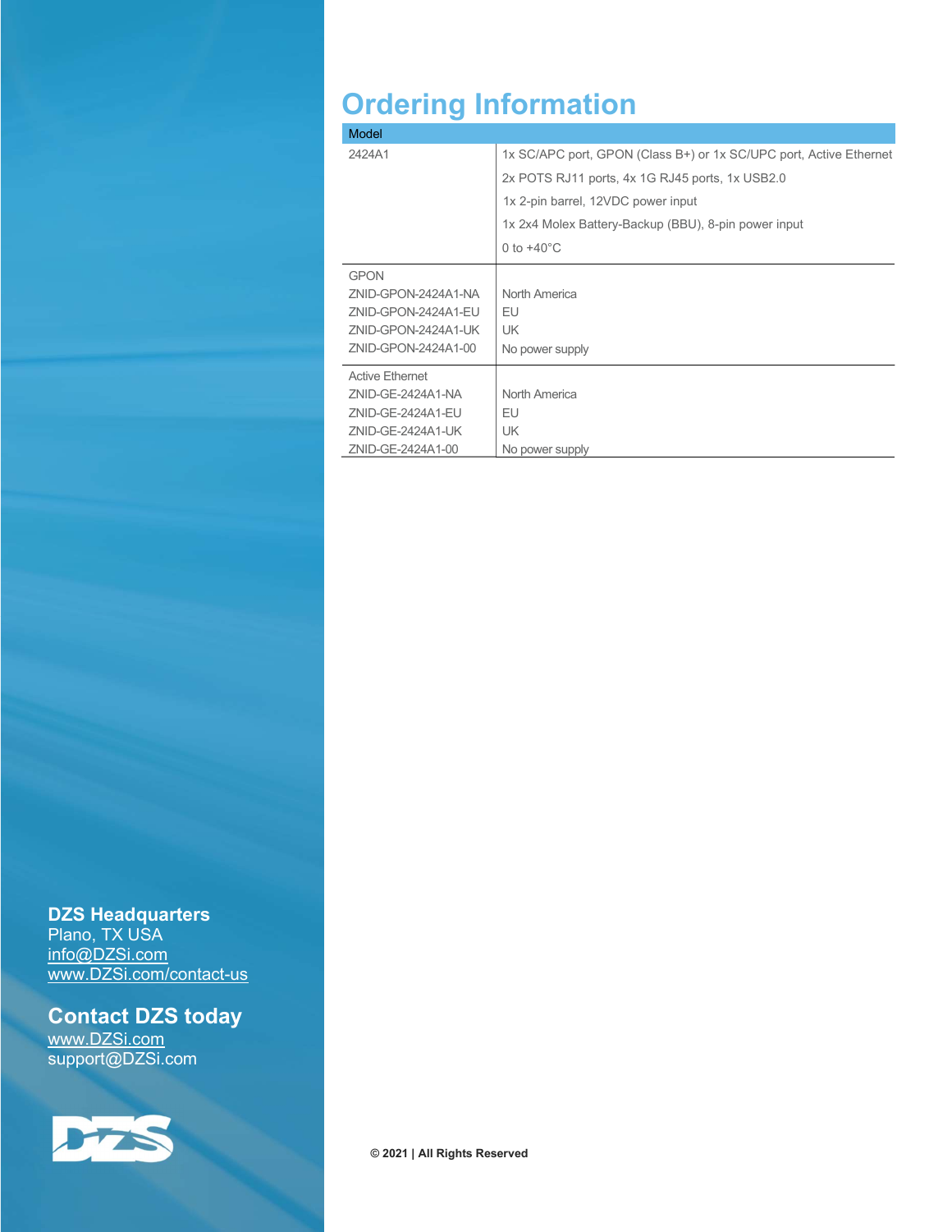# Ordering Information

| Model | |
|---|---|
| 2424A1 | 1x SC/APC port, GPON (Class B+) or 1x SC/UPC port, Active Ethernet<br>2x POTS RJ11 ports, 4x 1G RJ45 ports, 1x USB2.0<br>1x 2-pin barrel, 12VDC power input<br>1x 2x4 Molex Battery-Backup (BBU), 8-pin power input<br>0 to +40°C |
| GPON<br>ZNID-GPON-2424A1-NA<br>ZNID-GPON-2424A1-EU<br>ZNID-GPON-2424A1-UK<br>ZNID-GPON-2424A1-00 | <br>North America<br>EU<br>UK<br>No power supply |
| Active Ethernet<br>ZNID-GE-2424A1-NA<br>ZNID-GE-2424A1-EU<br>ZNID-GE-2424A1-UK<br>ZNID-GE-2424A1-00 | <br>North America<br>EU<br>UK<br>No power supply |

**DZS Headquarters**
Plano, TX USA
info@DZSi.com
www.DZSi.com/contact-us

**Contact DZS today**
www.DZSi.com
support@DZSi.com

**© 2021 | All Rights Reserved**